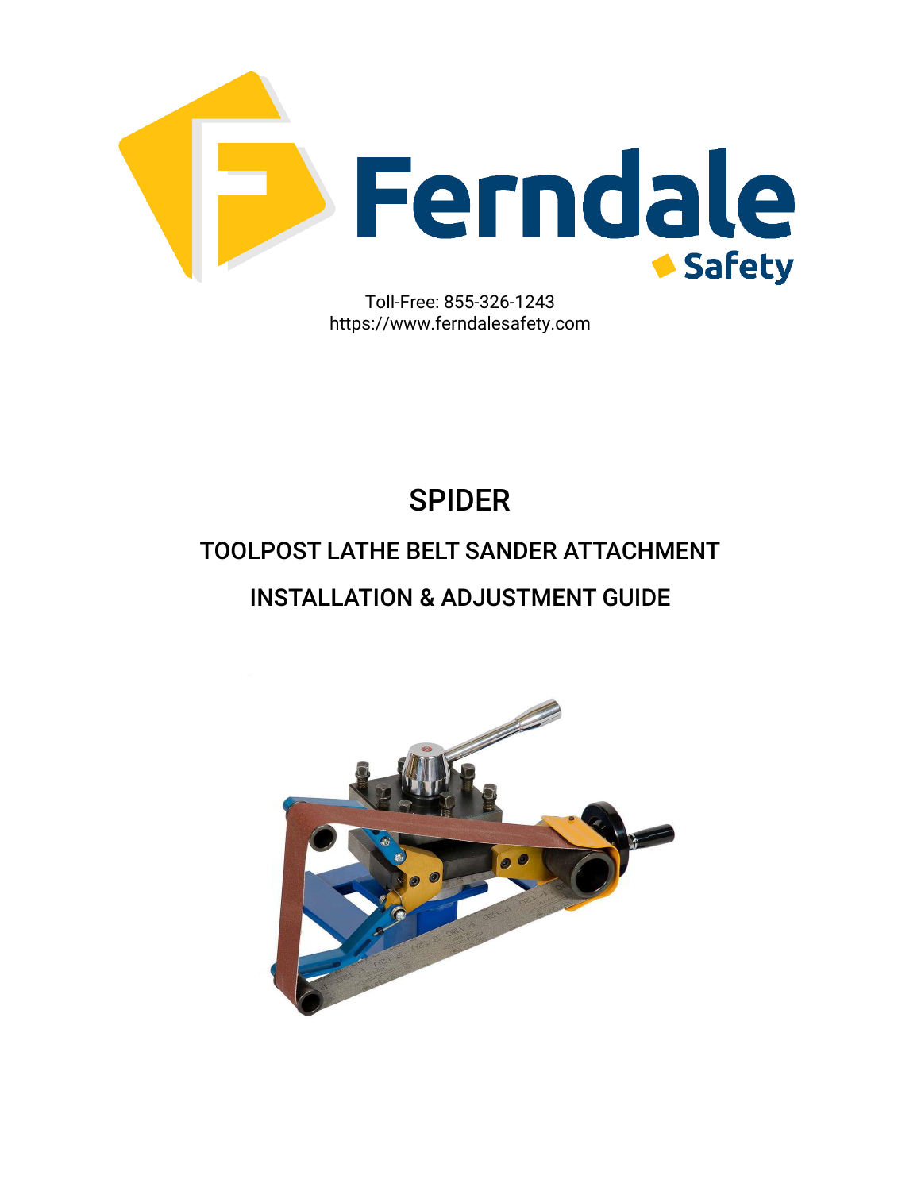Ferndale Safety

Toll-Free: 855-326-1243
https://www.ferndalesafety.com

# SPIDER

## TOOLPOST LATHE BELT SANDER ATTACHMENT

## INSTALLATION & ADJUSTMENT GUIDE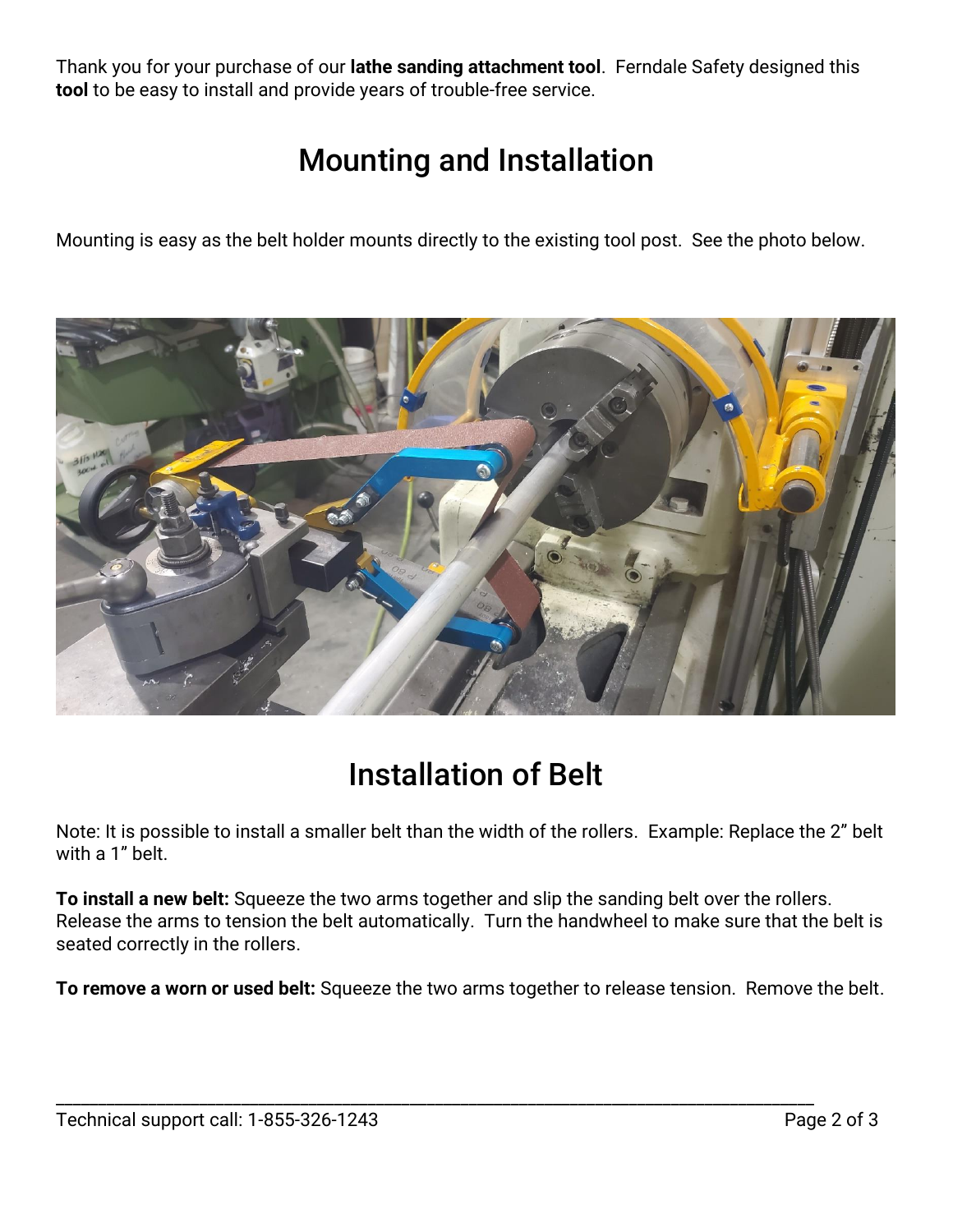Thank you for your purchase of our **lathe sanding attachment tool**. Ferndale Safety designed this **tool** to be easy to install and provide years of trouble-free service.

# Mounting and Installation

Mounting is easy as the belt holder mounts directly to the existing tool post. See the photo below.

# Installation of Belt

Note: It is possible to install a smaller belt than the width of the rollers. Example: Replace the 2" belt with a 1" belt.

**To install a new belt:** Squeeze the two arms together and slip the sanding belt over the rollers. Release the arms to tension the belt automatically. Turn the handwheel to make sure that the belt is seated correctly in the rollers.

**To remove a worn or used belt:** Squeeze the two arms together to release tension. Remove the belt.

Technical support call: 1-855-326-1243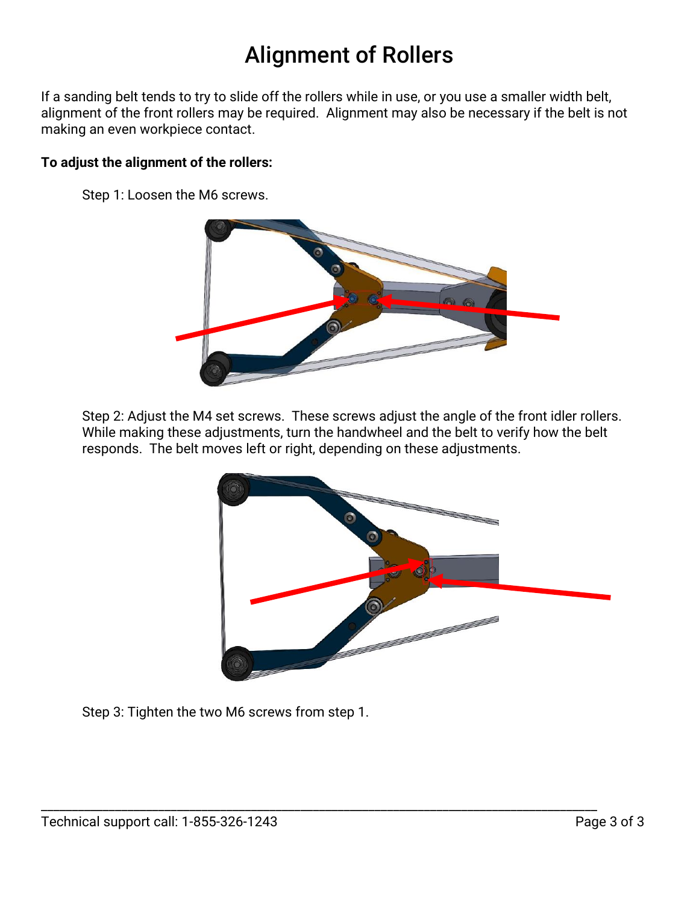# Alignment of Rollers

If a sanding belt tends to try to slide off the rollers while in use, or you use a smaller width belt, alignment of the front rollers may be required. Alignment may also be necessary if the belt is not making an even workpiece contact.

**To adjust the alignment of the rollers:**

Step 1: Loosen the M6 screws.

Step 2: Adjust the M4 set screws. These screws adjust the angle of the front idler rollers. While making these adjustments, turn the handwheel and the belt to verify how the belt responds. The belt moves left or right, depending on these adjustments.

Step 3: Tighten the two M6 screws from step 1.

Technical support call: 1-855-326-1243